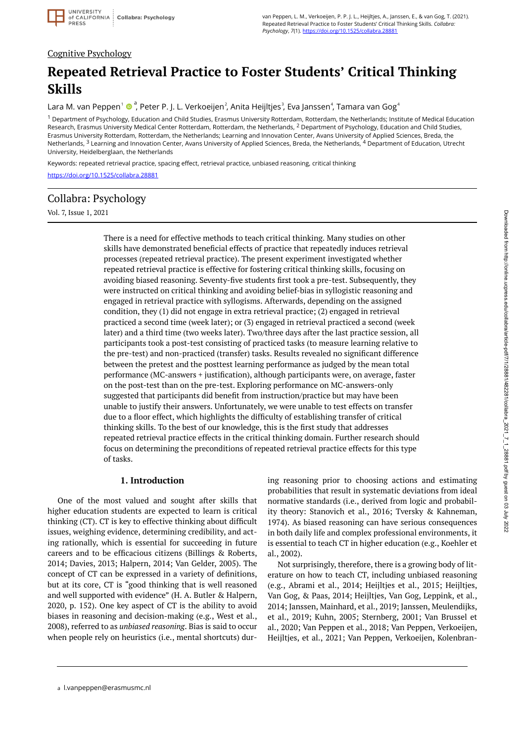Cognitive Psychology

# Repeated Retrieval Practice to Foster Students' Critical Thinking Skills

Lara M. van Peppen[1] [a], Peter P. J. L. Verkoeijen[2], Anita Heijltjes[3], Eva Janssen[4], Tamara van Gog[4]

[1] Department of Psychology, Education and Child Studies, Erasmus University Rotterdam, Rotterdam, the Netherlands; Institute of Medical Education Research, Erasmus University Medical Center Rotterdam, Rotterdam, the Netherlands, [2] Department of Psychology, Education and Child Studies, Erasmus University Rotterdam, Rotterdam, the Netherlands; Learning and Innovation Center, Avans University of Applied Sciences, Breda, the Netherlands, [3] Learning and Innovation Center, Avans University of Applied Sciences, Breda, the Netherlands, [4] Department of Education, Utrecht University, Heidelberglaan, the Netherlands

Keywords: repeated retrieval practice, spacing effect, retrieval practice, unbiased reasoning, critical thinking

https://doi.org/10.1525/collabra.28881

Collabra: Psychology

Vol. 7, Issue 1, 2021

There is a need for effective methods to teach critical thinking. Many studies on other skills have demonstrated beneficial effects of practice that repeatedly induces retrieval processes (repeated retrieval practice). The present experiment investigated whether repeated retrieval practice is effective for fostering critical thinking skills, focusing on avoiding biased reasoning. Seventy-five students first took a pre-test. Subsequently, they were instructed on critical thinking and avoiding belief-bias in syllogistic reasoning and engaged in retrieval practice with syllogisms. Afterwards, depending on the assigned condition, they (1) did not engage in extra retrieval practice; (2) engaged in retrieval practiced a second time (week later); or (3) engaged in retrieval practiced a second time (week later) and a third time (two weeks later). Two/three days after the last practice session, all participants took a post-test consisting of practiced tasks (to measure learning relative to the pre-test) and non-practiced (transfer) tasks. Results revealed no significant difference between the pretest and the posttest learning performance as judged by the mean total performance (MC-answers + justification), although participants were, on average, faster on the post-test than on the pre-test. Exploring performance on MC-answers-only suggested that participants did benefit from instruction/practice but may have been unable to justify their answers. Unfortunately, we were unable to test effects on transfer due to a floor effect, which highlights the difficulty of establishing transfer of critical thinking skills. To the best of our knowledge, this is the first study that addresses repeated retrieval practice effects in the critical thinking domain. Further research should focus on determining the preconditions of repeated retrieval practice effects for this type of tasks.

## 1. Introduction

One of the most valued and sought after skills that higher education students are expected to learn is critical thinking (CT). CT is key to effective thinking about difficult issues, weighing evidence, determining credibility, and acting rationally, which is essential for succeeding in future careers and to be efficacious citizens (Billings & Roberts, 2014; Davies, 2013; Halpern, 2014; Van Gelder, 2005). The concept of CT can be expressed in a variety of definitions, but at its core, CT is "good thinking that is well reasoned and well supported with evidence" (H. A. Butler & Halpern, 2020, p. 152). One key aspect of CT is the ability to avoid biases in reasoning and decision-making (e.g., West et al., 2008), referred to as *unbiased reasoning*. Bias is said to occur when people rely on heuristics (i.e., mental shortcuts) during reasoning prior to choosing actions and estimating probabilities that result in systematic deviations from ideal normative standards (i.e., derived from logic and probability theory: Stanovich et al., 2016; Tversky & Kahneman, 1974). As biased reasoning can have serious consequences in both daily life and complex professional environments, it is essential to teach CT in higher education (e.g., Koehler et al., 2002).

Not surprisingly, therefore, there is a growing body of literature on how to teach CT, including unbiased reasoning (e.g., Abrami et al., 2014; Heijltjes et al., 2015; Heijltjes, Van Gog, & Paas, 2014; Heijltjes, Van Gog, Leppink, et al., 2014; Janssen, Mainhard, et al., 2019; Janssen, Meulendijks, et al., 2019; Kuhn, 2005; Sternberg, 2001; Van Brussel et al., 2020; Van Peppen et al., 2018; Van Peppen, Verkoeijen, Heijltjes, et al., 2021; Van Peppen, Verkoeijen, Kolenbran-

[a] l.vanpeppen@erasmusmc.nl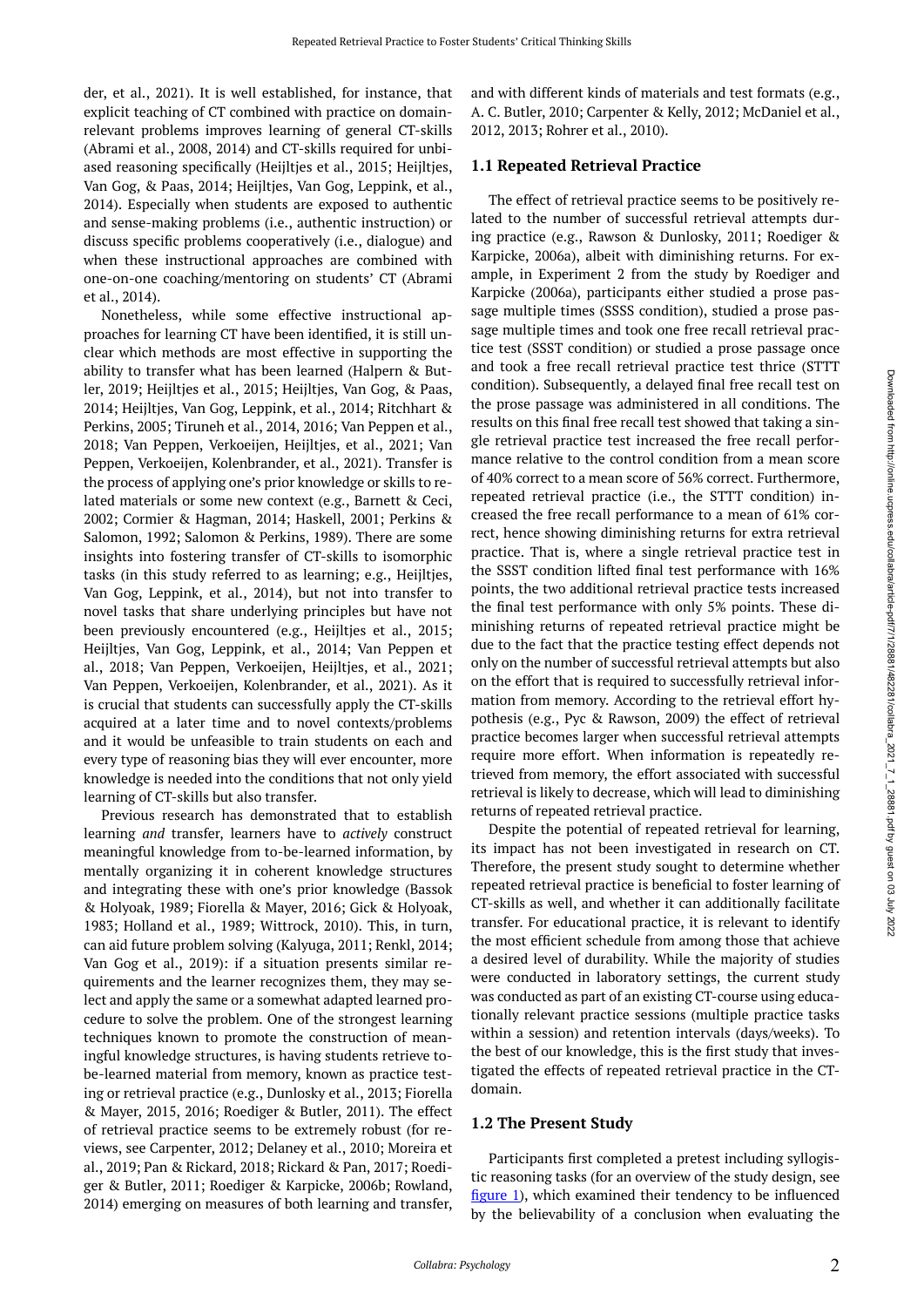der, et al., 2021). It is well established, for instance, that explicit teaching of CT combined with practice on domain-relevant problems improves learning of general CT-skills (Abrami et al., 2008, 2014) and CT-skills required for unbiased reasoning specifically (Heijltjes et al., 2015; Heijltjes, Van Gog, & Paas, 2014; Heijltjes, Van Gog, Leppink, et al., 2014). Especially when students are exposed to authentic and sense-making problems (i.e., authentic instruction) or discuss specific problems cooperatively (i.e., dialogue) and when these instructional approaches are combined with one-on-one coaching/mentoring on students' CT (Abrami et al., 2014).

Nonetheless, while some effective instructional approaches for learning CT have been identified, it is still unclear which methods are most effective in supporting the ability to transfer what has been learned (Halpern & Butler, 2019; Heijltjes et al., 2015; Heijltjes, Van Gog, & Paas, 2014; Heijltjes, Van Gog, Leppink, et al., 2014; Ritchhart & Perkins, 2005; Tiruneh et al., 2014, 2016; Van Peppen et al., 2018; Van Peppen, Verkoeijen, Heijltjes, et al., 2021; Van Peppen, Verkoeijen, Kolenbrander, et al., 2021). Transfer is the process of applying one's prior knowledge or skills to related materials or some new context (e.g., Barnett & Ceci, 2002; Cormier & Hagman, 2014; Haskell, 2001; Perkins & Salomon, 1992; Salomon & Perkins, 1989). There are some insights into fostering transfer of CT-skills to isomorphic tasks (in this study referred to as learning; e.g., Heijltjes, Van Gog, Leppink, et al., 2014), but not into transfer to novel tasks that share underlying principles but have not been previously encountered (e.g., Heijltjes et al., 2015; Heijltjes, Van Gog, Leppink, et al., 2014; Van Peppen et al., 2018; Van Peppen, Verkoeijen, Heijltjes, et al., 2021; Van Peppen, Verkoeijen, Kolenbrander, et al., 2021). As it is crucial that students can successfully apply the CT-skills acquired at a later time and to novel contexts/problems and it would be unfeasible to train students on each and every type of reasoning bias they will ever encounter, more knowledge is needed into the conditions that not only yield learning of CT-skills but also transfer.

Previous research has demonstrated that to establish learning *and* transfer, learners have to *actively* construct meaningful knowledge from to-be-learned information, by mentally organizing it in coherent knowledge structures and integrating these with one's prior knowledge (Bassok & Holyoak, 1989; Fiorella & Mayer, 2016; Gick & Holyoak, 1983; Holland et al., 1989; Wittrock, 2010). This, in turn, can aid future problem solving (Kalyuga, 2011; Renkl, 2014; Van Gog et al., 2019): if a situation presents similar requirements and the learner recognizes them, they may select and apply the same or a somewhat adapted learned procedure to solve the problem. One of the strongest learning techniques known to promote the construction of meaningful knowledge structures, is having students retrieve to-be-learned material from memory, known as practice testing or retrieval practice (e.g., Dunlosky et al., 2013; Fiorella & Mayer, 2015, 2016; Roediger & Butler, 2011). The effect of retrieval practice seems to be extremely robust (for reviews, see Carpenter, 2012; Delaney et al., 2010; Moreira et al., 2019; Pan & Rickard, 2018; Rickard & Pan, 2017; Roediger & Butler, 2011; Roediger & Karpicke, 2006b; Rowland, 2014) emerging on measures of both learning and transfer, and with different kinds of materials and test formats (e.g., A. C. Butler, 2010; Carpenter & Kelly, 2012; McDaniel et al., 2012, 2013; Rohrer et al., 2010).

### 1.1 Repeated Retrieval Practice

The effect of retrieval practice seems to be positively related to the number of successful retrieval attempts during practice (e.g., Rawson & Dunlosky, 2011; Roediger & Karpicke, 2006a), albeit with diminishing returns. For example, in Experiment 2 from the study by Roediger and Karpicke (2006a), participants either studied a prose passage multiple times (SSSS condition), studied a prose passage multiple times and took one free recall retrieval practice test (SSST condition) or studied a prose passage once and took a free recall retrieval practice test thrice (STTT condition). Subsequently, a delayed final free recall test on the prose passage was administered in all conditions. The results on this final free recall test showed that taking a single retrieval practice test increased the free recall performance relative to the control condition from a mean score of 40% correct to a mean score of 56% correct. Furthermore, repeated retrieval practice (i.e., the STTT condition) increased the free recall performance to a mean of 61% correct, hence showing diminishing returns for extra retrieval practice. That is, where a single retrieval practice test in the SSST condition lifted final test performance with 16% points, the two additional retrieval practice tests increased the final test performance with only 5% points. These diminishing returns of repeated retrieval practice might be due to the fact that the practice testing effect depends not only on the number of successful retrieval attempts but also on the effort that is required to successfully retrieval information from memory. According to the retrieval effort hypothesis (e.g., Pyc & Rawson, 2009) the effect of retrieval practice becomes larger when successful retrieval attempts require more effort. When information is repeatedly retrieved from memory, the effort associated with successful retrieval is likely to decrease, which will lead to diminishing returns of repeated retrieval practice.

Despite the potential of repeated retrieval for learning, its impact has not been investigated in research on CT. Therefore, the present study sought to determine whether repeated retrieval practice is beneficial to foster learning of CT-skills as well, and whether it can additionally facilitate transfer. For educational practice, it is relevant to identify the most efficient schedule from among those that achieve a desired level of durability. While the majority of studies were conducted in laboratory settings, the current study was conducted as part of an existing CT-course using educationally relevant practice sessions (multiple practice tasks within a session) and retention intervals (days/weeks). To the best of our knowledge, this is the first study that investigated the effects of repeated retrieval practice in the CT-domain.

### 1.2 The Present Study

Participants first completed a pretest including syllogistic reasoning tasks (for an overview of the study design, see figure 1), which examined their tendency to be influenced by the believability of a conclusion when evaluating the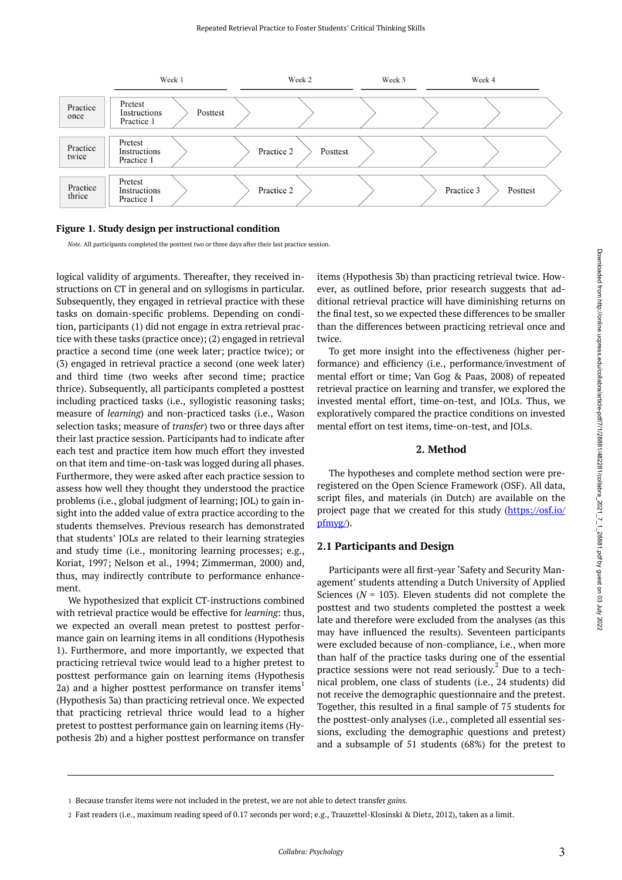| | Week 1 | | Week 2 | | Week 3 | Week 4 | |
|---|---|---|---|---|---|---|---|
| Practice once | Pretest Instructions Practice 1 | Posttest | | | | | |
| Practice twice | Pretest Instructions Practice 1 | | Practice 2 | Posttest | | | |
| Practice thrice | Pretest Instructions Practice 1 | | Practice 2 | | | Practice 3 | Posttest |

**Figure 1. Study design per instructional condition**

*Note.* All participants completed the posttest two or three days after their last practice session.

logical validity of arguments. Thereafter, they received instructions on CT in general and on syllogisms in particular. Subsequently, they engaged in retrieval practice with these tasks on domain-specific problems. Depending on condition, participants (1) did not engage in extra retrieval practice with these tasks (practice once); (2) engaged in retrieval practice a second time (one week later; practice twice); or (3) engaged in retrieval practice a second (one week later) and third time (two weeks after second time; practice thrice). Subsequently, all participants completed a posttest including practiced tasks (i.e., syllogistic reasoning tasks; measure of *learning*) and non-practiced tasks (i.e., Wason selection tasks; measure of *transfer*) two or three days after their last practice session. Participants had to indicate after each test and practice item how much effort they invested on that item and time-on-task was logged during all phases. Furthermore, they were asked after each practice session to assess how well they thought they understood the practice problems (i.e., global judgment of learning; JOL) to gain insight into the added value of extra practice according to the students themselves. Previous research has demonstrated that students' JOLs are related to their learning strategies and study time (i.e., monitoring learning processes; e.g., Koriat, 1997; Nelson et al., 1994; Zimmerman, 2000) and, thus, may indirectly contribute to performance enhancement.

We hypothesized that explicit CT-instructions combined with retrieval practice would be effective for *learning*: thus, we expected an overall mean pretest to posttest performance gain on learning items in all conditions (Hypothesis 1). Furthermore, and more importantly, we expected that practicing retrieval twice would lead to a higher pretest to posttest performance gain on learning items (Hypothesis 2a) and a higher posttest performance on transfer items[1] (Hypothesis 3a) than practicing retrieval once. We expected that practicing retrieval thrice would lead to a higher pretest to posttest performance gain on learning items (Hypothesis 2b) and a higher posttest performance on transfer items (Hypothesis 3b) than practicing retrieval twice. However, as outlined before, prior research suggests that additional retrieval practice will have diminishing returns on the final test, so we expected these differences to be smaller than the differences between practicing retrieval once and twice.

To get more insight into the effectiveness (higher performance) and efficiency (i.e., performance/investment of mental effort or time; Van Gog & Paas, 2008) of repeated retrieval practice on learning and transfer, we explored the invested mental effort, time-on-test, and JOLs. Thus, we exploratively compared the practice conditions on invested mental effort on test items, time-on-test, and JOLs.

## 2. Method

The hypotheses and complete method section were preregistered on the Open Science Framework (OSF). All data, script files, and materials (in Dutch) are available on the project page that we created for this study (https://osf.io/pfmyg/).

### 2.1 Participants and Design

Participants were all first-year 'Safety and Security Management' students attending a Dutch University of Applied Sciences ($N$ = 103). Eleven students did not complete the posttest and two students completed the posttest a week late and therefore were excluded from the analyses (as this may have influenced the results). Seventeen participants were excluded because of non-compliance, i.e., when more than half of the practice tasks during one of the essential practice sessions were not read seriously.[2] Due to a technical problem, one class of students (i.e., 24 students) did not receive the demographic questionnaire and the pretest. Together, this resulted in a final sample of 75 students for the posttest-only analyses (i.e., completed all essential sessions, excluding the demographic questions and pretest) and a subsample of 51 students (68%) for the pretest to

1 Because transfer items were not included in the pretest, we are not able to detect transfer *gains*.

2 Fast readers (i.e., maximum reading speed of 0.17 seconds per word; e.g., Trauzettel-Klosinski & Dietz, 2012), taken as a limit.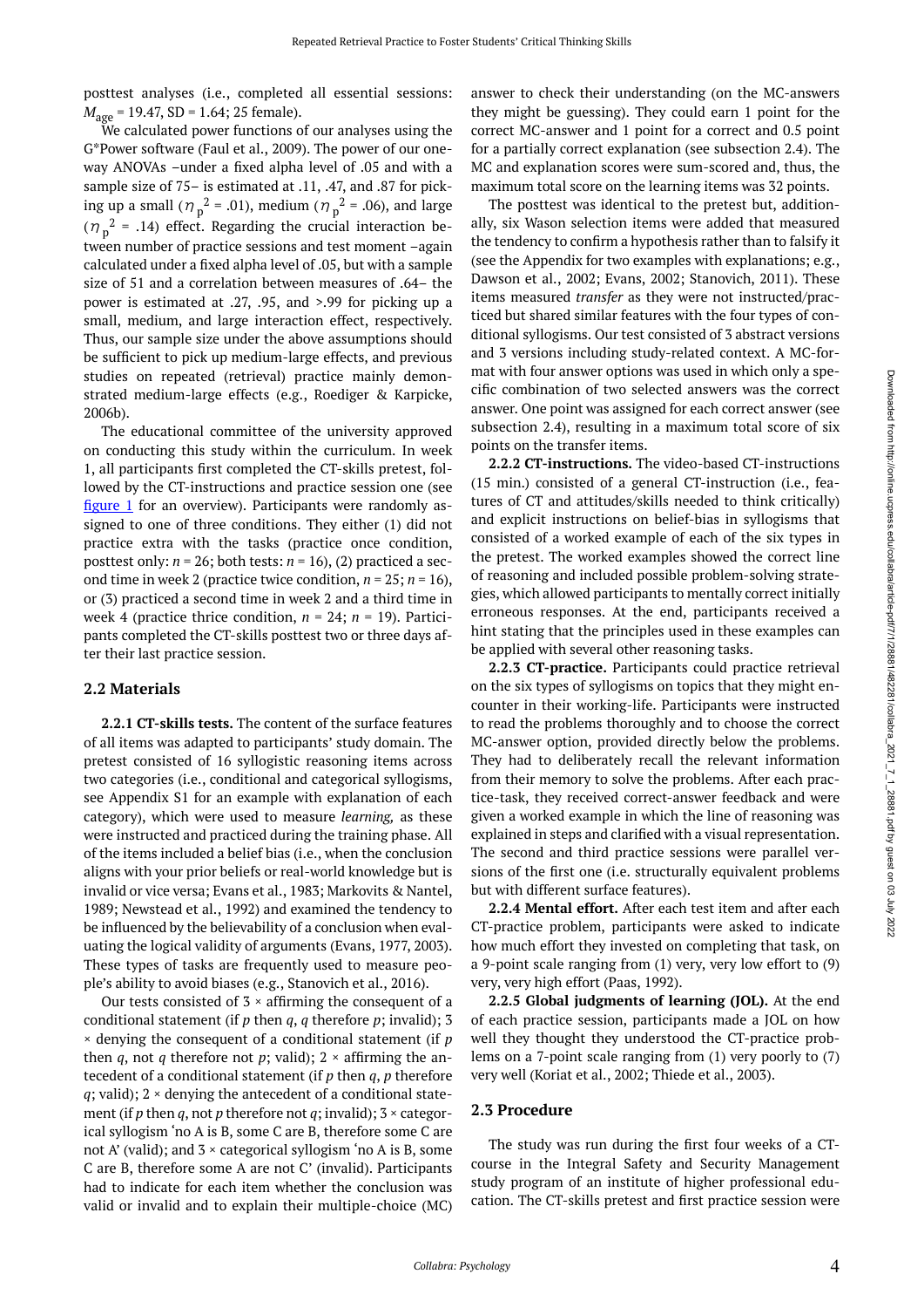posttest analyses (i.e., completed all essential sessions: $M_{age}$ = 19.47, SD = 1.64; 25 female).

We calculated power functions of our analyses using the G*Power software (Faul et al., 2009). The power of our one-way ANOVAs –under a fixed alpha level of .05 and with a sample size of 75– is estimated at .11, .47, and .87 for picking up a small ($\eta_p^2$ = .01), medium ($\eta_p^2$ = .06), and large ($\eta_p^2$ = .14) effect. Regarding the crucial interaction between number of practice sessions and test moment –again calculated under a fixed alpha level of .05, but with a sample size of 51 and a correlation between measures of .64– the power is estimated at .27, .95, and >.99 for picking up a small, medium, and large interaction effect, respectively. Thus, our sample size under the above assumptions should be sufficient to pick up medium-large effects, and previous studies on repeated (retrieval) practice mainly demonstrated medium-large effects (e.g., Roediger & Karpicke, 2006b).

The educational committee of the university approved on conducting this study within the curriculum. In week 1, all participants first completed the CT-skills pretest, followed by the CT-instructions and practice session one (see figure 1 for an overview). Participants were randomly assigned to one of three conditions. They either (1) did not practice extra with the tasks (practice once condition, posttest only: $n$ = 26; both tests: $n$ = 16), (2) practiced a second time in week 2 (practice twice condition, $n$ = 25; $n$ = 16), or (3) practiced a second time in week 2 and a third time in week 4 (practice thrice condition, $n$ = 24; $n$ = 19). Participants completed the CT-skills posttest two or three days after their last practice session.

## 2.2 Materials

**2.2.1 CT-skills tests.** The content of the surface features of all items was adapted to participants' study domain. The pretest consisted of 16 syllogistic reasoning items across two categories (i.e., conditional and categorical syllogisms, see Appendix S1 for an example with explanation of each category), which were used to measure *learning,* as these were instructed and practiced during the training phase. All of the items included a belief bias (i.e., when the conclusion aligns with your prior beliefs or real-world knowledge but is invalid or vice versa; Evans et al., 1983; Markovits & Nantel, 1989; Newstead et al., 1992) and examined the tendency to be influenced by the believability of a conclusion when evaluating the logical validity of arguments (Evans, 1977, 2003). These types of tasks are frequently used to measure people's ability to avoid biases (e.g., Stanovich et al., 2016).

Our tests consisted of 3 × affirming the consequent of a conditional statement (if $p$ then $q$, $q$ therefore $p$; invalid); 3 × denying the consequent of a conditional statement (if $p$ then $q$, not $q$ therefore not $p$; valid); 2 × affirming the antecedent of a conditional statement (if $p$ then $q$, $p$ therefore $q$; valid); 2 × denying the antecedent of a conditional statement (if $p$ then $q$, not $p$ therefore not $q$; invalid); 3 × categorical syllogism 'no A is B, some C are B, therefore some C are not A' (valid); and 3 × categorical syllogism 'no A is B, some C are B, therefore some A are not C' (invalid). Participants had to indicate for each item whether the conclusion was valid or invalid and to explain their multiple-choice (MC) answer to check their understanding (on the MC-answers they might be guessing). They could earn 1 point for the correct MC-answer and 1 point for a correct and 0.5 point for a partially correct explanation (see subsection 2.4). The MC and explanation scores were sum-scored and, thus, the maximum total score on the learning items was 32 points.

The posttest was identical to the pretest but, additionally, six Wason selection items were added that measured the tendency to confirm a hypothesis rather than to falsify it (see the Appendix for two examples with explanations; e.g., Dawson et al., 2002; Evans, 2002; Stanovich, 2011). These items measured *transfer* as they were not instructed/practiced but shared similar features with the four types of conditional syllogisms. Our test consisted of 3 abstract versions and 3 versions including study-related context. A MC-format with four answer options was used in which only a specific combination of two selected answers was the correct answer. One point was assigned for each correct answer (see subsection 2.4), resulting in a maximum total score of six points on the transfer items.

**2.2.2 CT-instructions.** The video-based CT-instructions (15 min.) consisted of a general CT-instruction (i.e., features of CT and attitudes/skills needed to think critically) and explicit instructions on belief-bias in syllogisms that consisted of a worked example of each of the six types in the pretest. The worked examples showed the correct line of reasoning and included possible problem-solving strategies, which allowed participants to mentally correct initially erroneous responses. At the end, participants received a hint stating that the principles used in these examples can be applied with several other reasoning tasks.

**2.2.3 CT-practice.** Participants could practice retrieval on the six types of syllogisms on topics that they might encounter in their working-life. Participants were instructed to read the problems thoroughly and to choose the correct MC-answer option, provided directly below the problems. They had to deliberately recall the relevant information from their memory to solve the problems. After each practice-task, they received correct-answer feedback and were given a worked example in which the line of reasoning was explained in steps and clarified with a visual representation. The second and third practice sessions were parallel versions of the first one (i.e. structurally equivalent problems but with different surface features).

**2.2.4 Mental effort.** After each test item and after each CT-practice problem, participants were asked to indicate how much effort they invested on completing that task, on a 9-point scale ranging from (1) very, very low effort to (9) very, very high effort (Paas, 1992).

**2.2.5 Global judgments of learning (JOL).** At the end of each practice session, participants made a JOL on how well they thought they understood the CT-practice problems on a 7-point scale ranging from (1) very poorly to (7) very well (Koriat et al., 2002; Thiede et al., 2003).

## 2.3 Procedure

The study was run during the first four weeks of a CT-course in the Integral Safety and Security Management study program of an institute of higher professional education. The CT-skills pretest and first practice session were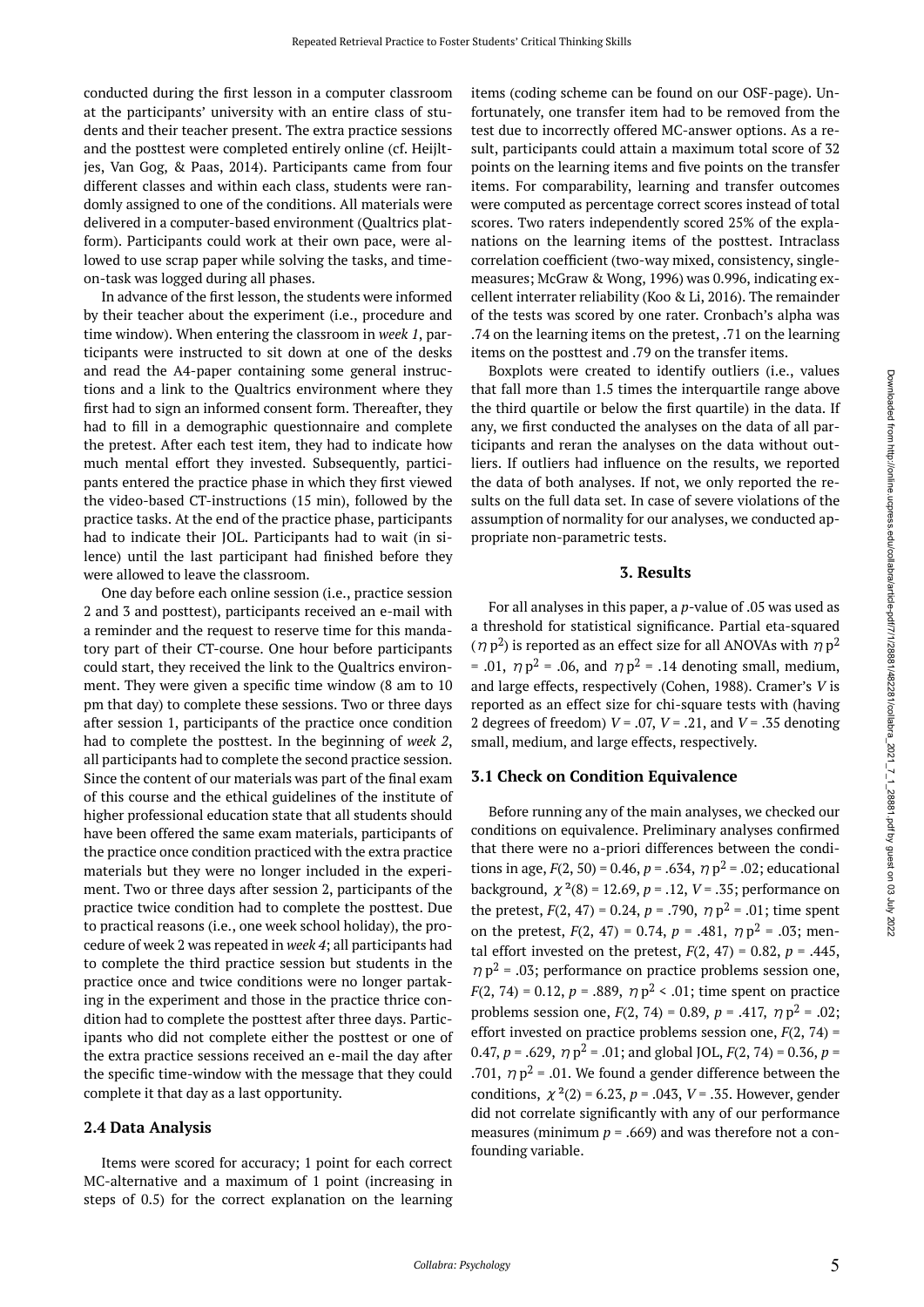conducted during the first lesson in a computer classroom at the participants' university with an entire class of students and their teacher present. The extra practice sessions and the posttest were completed entirely online (cf. Heijltjes, Van Gog, & Paas, 2014). Participants came from four different classes and within each class, students were randomly assigned to one of the conditions. All materials were delivered in a computer-based environment (Qualtrics platform). Participants could work at their own pace, were allowed to use scrap paper while solving the tasks, and time-on-task was logged during all phases.

In advance of the first lesson, the students were informed by their teacher about the experiment (i.e., procedure and time window). When entering the classroom in *week 1*, participants were instructed to sit down at one of the desks and read the A4-paper containing some general instructions and a link to the Qualtrics environment where they first had to sign an informed consent form. Thereafter, they had to fill in a demographic questionnaire and complete the pretest. After each test item, they had to indicate how much mental effort they invested. Subsequently, participants entered the practice phase in which they first viewed the video-based CT-instructions (15 min), followed by the practice tasks. At the end of the practice phase, participants had to indicate their JOL. Participants had to wait (in silence) until the last participant had finished before they were allowed to leave the classroom.

One day before each online session (i.e., practice session 2 and 3 and posttest), participants received an e-mail with a reminder and the request to reserve time for this mandatory part of their CT-course. One hour before participants could start, they received the link to the Qualtrics environment. They were given a specific time window (8 am to 10 pm that day) to complete these sessions. Two or three days after session 1, participants of the practice once condition had to complete the posttest. In the beginning of *week 2*, all participants had to complete the second practice session. Since the content of our materials was part of the final exam of this course and the ethical guidelines of the institute of higher professional education state that all students should have been offered the same exam materials, participants of the practice once condition practiced with the extra practice materials but they were no longer included in the experiment. Two or three days after session 2, participants of the practice twice condition had to complete the posttest. Due to practical reasons (i.e., one week school holiday), the procedure of week 2 was repeated in *week 4*; all participants had to complete the third practice session but students in the practice once and twice conditions were no longer partaking in the experiment and those in the practice thrice condition had to complete the posttest after three days. Participants who did not complete either the posttest or one of the extra practice sessions received an e-mail the day after the specific time-window with the message that they could complete it that day as a last opportunity.

### 2.4 Data Analysis

Items were scored for accuracy; 1 point for each correct MC-alternative and a maximum of 1 point (increasing in steps of 0.5) for the correct explanation on the learning items (coding scheme can be found on our OSF-page). Unfortunately, one transfer item had to be removed from the test due to incorrectly offered MC-answer options. As a result, participants could attain a maximum total score of 32 points on the learning items and five points on the transfer items. For comparability, learning and transfer outcomes were computed as percentage correct scores instead of total scores. Two raters independently scored 25% of the explanations on the learning items of the posttest. Intraclass correlation coefficient (two-way mixed, consistency, single-measures; McGraw & Wong, 1996) was 0.996, indicating excellent interrater reliability (Koo & Li, 2016). The remainder of the tests was scored by one rater. Cronbach's alpha was .74 on the learning items on the pretest, .71 on the learning items on the posttest and .79 on the transfer items.

Boxplots were created to identify outliers (i.e., values that fall more than 1.5 times the interquartile range above the third quartile or below the first quartile) in the data. If any, we first conducted the analyses on the data of all participants and reran the analyses on the data without outliers. If outliers had influence on the results, we reported the data of both analyses. If not, we only reported the results on the full data set. In case of severe violations of the assumption of normality for our analyses, we conducted appropriate non-parametric tests.

## 3. Results

For all analyses in this paper, a *p*-value of .05 was used as a threshold for statistical significance. Partial eta-squared ($\eta_p^2$) is reported as an effect size for all ANOVAs with $\eta_p^2 = .01$, $\eta_p^2 = .06$, and $\eta_p^2 = .14$ denoting small, medium, and large effects, respectively (Cohen, 1988). Cramer's *V* is reported as an effect size for chi-square tests with (having 2 degrees of freedom) $V = .07$, $V = .21$, and $V = .35$ denoting small, medium, and large effects, respectively.

### 3.1 Check on Condition Equivalence

Before running any of the main analyses, we checked our conditions on equivalence. Preliminary analyses confirmed that there were no a-priori differences between the conditions in age, $F(2, 50) = 0.46$, $p = .634$, $\eta_p^2 = .02$; educational background, $\chi^2(8) = 12.69$, $p = .12$, $V = .35$; performance on the pretest, $F(2, 47) = 0.24$, $p = .790$, $\eta_p^2 = .01$; time spent on the pretest, $F(2, 47) = 0.74$, $p = .481$, $\eta_p^2 = .03$; mental effort invested on the pretest, $F(2, 47) = 0.82$, $p = .445$, $\eta_p^2 = .03$; performance on practice problems session one, $F(2, 74) = 0.12$, $p = .889$, $\eta_p^2 < .01$; time spent on practice problems session one, $F(2, 74) = 0.89$, $p = .417$, $\eta_p^2 = .02$; effort invested on practice problems session one, $F(2, 74) = 0.47$, $p = .629$, $\eta_p^2 = .01$; and global JOL, $F(2, 74) = 0.36$, $p = .701$, $\eta_p^2 = .01$. We found a gender difference between the conditions, $\chi^2(2) = 6.23$, $p = .043$, $V = .35$. However, gender did not correlate significantly with any of our performance measures (minimum $p = .669$) and was therefore not a confounding variable.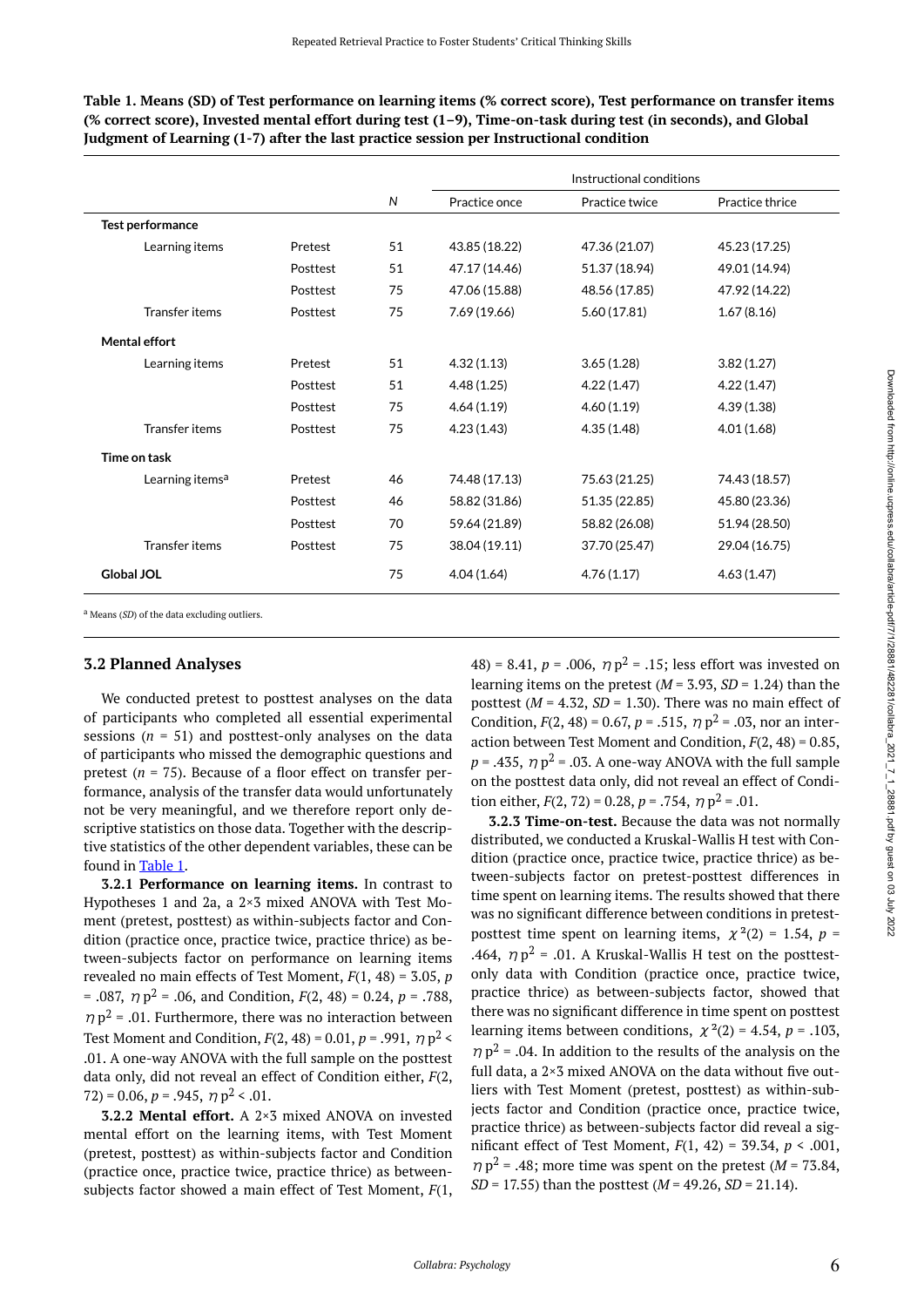**Table 1. Means (SD) of Test performance on learning items (% correct score), Test performance on transfer items (% correct score), Invested mental effort during test (1–9), Time-on-task during test (in seconds), and Global Judgment of Learning (1-7) after the last practice session per Instructional condition**

| | | *N* | Instructional conditions | | |
|---|---|---|---|---|---|
| | | | Practice once | Practice twice | Practice thrice |
| **Test performance** | | | | | |
| Learning items | Pretest | 51 | 43.85 (18.22) | 47.36 (21.07) | 45.23 (17.25) |
| | Posttest | 51 | 47.17 (14.46) | 51.37 (18.94) | 49.01 (14.94) |
| | Posttest | 75 | 47.06 (15.88) | 48.56 (17.85) | 47.92 (14.22) |
| Transfer items | Posttest | 75 | 7.69 (19.66) | 5.60 (17.81) | 1.67 (8.16) |
| **Mental effort** | | | | | |
| Learning items | Pretest | 51 | 4.32 (1.13) | 3.65 (1.28) | 3.82 (1.27) |
| | Posttest | 51 | 4.48 (1.25) | 4.22 (1.47) | 4.22 (1.47) |
| | Posttest | 75 | 4.64 (1.19) | 4.60 (1.19) | 4.39 (1.38) |
| Transfer items | Posttest | 75 | 4.23 (1.43) | 4.35 (1.48) | 4.01 (1.68) |
| **Time on task** | | | | | |
| Learning items[a] | Pretest | 46 | 74.48 (17.13) | 75.63 (21.25) | 74.43 (18.57) |
| | Posttest | 46 | 58.82 (31.86) | 51.35 (22.85) | 45.80 (23.36) |
| | Posttest | 70 | 59.64 (21.89) | 58.82 (26.08) | 51.94 (28.50) |
| Transfer items | Posttest | 75 | 38.04 (19.11) | 37.70 (25.47) | 29.04 (16.75) |
| **Global JOL** | | 75 | 4.04 (1.64) | 4.76 (1.17) | 4.63 (1.47) |

[a] Means (*SD*) of the data excluding outliers.

### 3.2 Planned Analyses

We conducted pretest to posttest analyses on the data of participants who completed all essential experimental sessions ($n$ = 51) and posttest-only analyses on the data of participants who missed the demographic questions and pretest ($n$ = 75). Because of a floor effect on transfer performance, analysis of the transfer data would unfortunately not be very meaningful, and we therefore report only descriptive statistics on those data. Together with the descriptive statistics of the other dependent variables, these can be found in Table 1.

**3.2.1 Performance on learning items.** In contrast to Hypotheses 1 and 2a, a 2×3 mixed ANOVA with Test Moment (pretest, posttest) as within-subjects factor and Condition (practice once, practice twice, practice thrice) as between-subjects factor on performance on learning items revealed no main effects of Test Moment, $F(1, 48) = 3.05$, $p = .087$, $\eta_p^2 = .06$, and Condition, $F(2, 48) = 0.24$, $p = .788$, $\eta_p^2 = .01$. Furthermore, there was no interaction between Test Moment and Condition, $F(2, 48) = 0.01$, $p = .991$, $\eta_p^2 < .01$. A one-way ANOVA with the full sample on the posttest data only, did not reveal an effect of Condition either, $F(2, 72) = 0.06$, $p = .945$, $\eta_p^2 < .01$.

**3.2.2 Mental effort.** A 2×3 mixed ANOVA on invested mental effort on the learning items, with Test Moment (pretest, posttest) as within-subjects factor and Condition (practice once, practice twice, practice thrice) as between-subjects factor showed a main effect of Test Moment, $F(1, 48) = 8.41$, $p = .006$, $\eta_p^2 = .15$; less effort was invested on learning items on the pretest ($M = 3.93$, $SD = 1.24$) than the posttest ($M = 4.32$, $SD = 1.30$). There was no main effect of Condition, $F(2, 48) = 0.67$, $p = .515$, $\eta_p^2 = .03$, nor an interaction between Test Moment and Condition, $F(2, 48) = 0.85$, $p = .435$, $\eta_p^2 = .03$. A one-way ANOVA with the full sample on the posttest data only, did not reveal an effect of Condition either, $F(2, 72) = 0.28$, $p = .754$, $\eta_p^2 = .01$.

**3.2.3 Time-on-test.** Because the data was not normally distributed, we conducted a Kruskal-Wallis H test with Condition (practice once, practice twice, practice thrice) as between-subjects factor on pretest-posttest differences in time spent on learning items. The results showed that there was no significant difference between conditions in pretest-posttest time spent on learning items, $\chi^2(2) = 1.54$, $p = .464$, $\eta_p^2 = .01$. A Kruskal-Wallis H test on the posttest-only data with Condition (practice once, practice twice, practice thrice) as between-subjects factor, showed that there was no significant difference in time spent on posttest learning items between conditions, $\chi^2(2) = 4.54$, $p = .103$, $\eta_p^2 = .04$. In addition to the results of the analysis on the full data, a 2×3 mixed ANOVA on the data without five outliers with Test Moment (pretest, posttest) as within-subjects factor and Condition (practice once, practice twice, practice thrice) as between-subjects factor did reveal a significant effect of Test Moment, $F(1, 42) = 39.34$, $p < .001$, $\eta_p^2 = .48$; more time was spent on the pretest ($M = 73.84$, $SD = 17.55$) than the posttest ($M = 49.26$, $SD = 21.14$).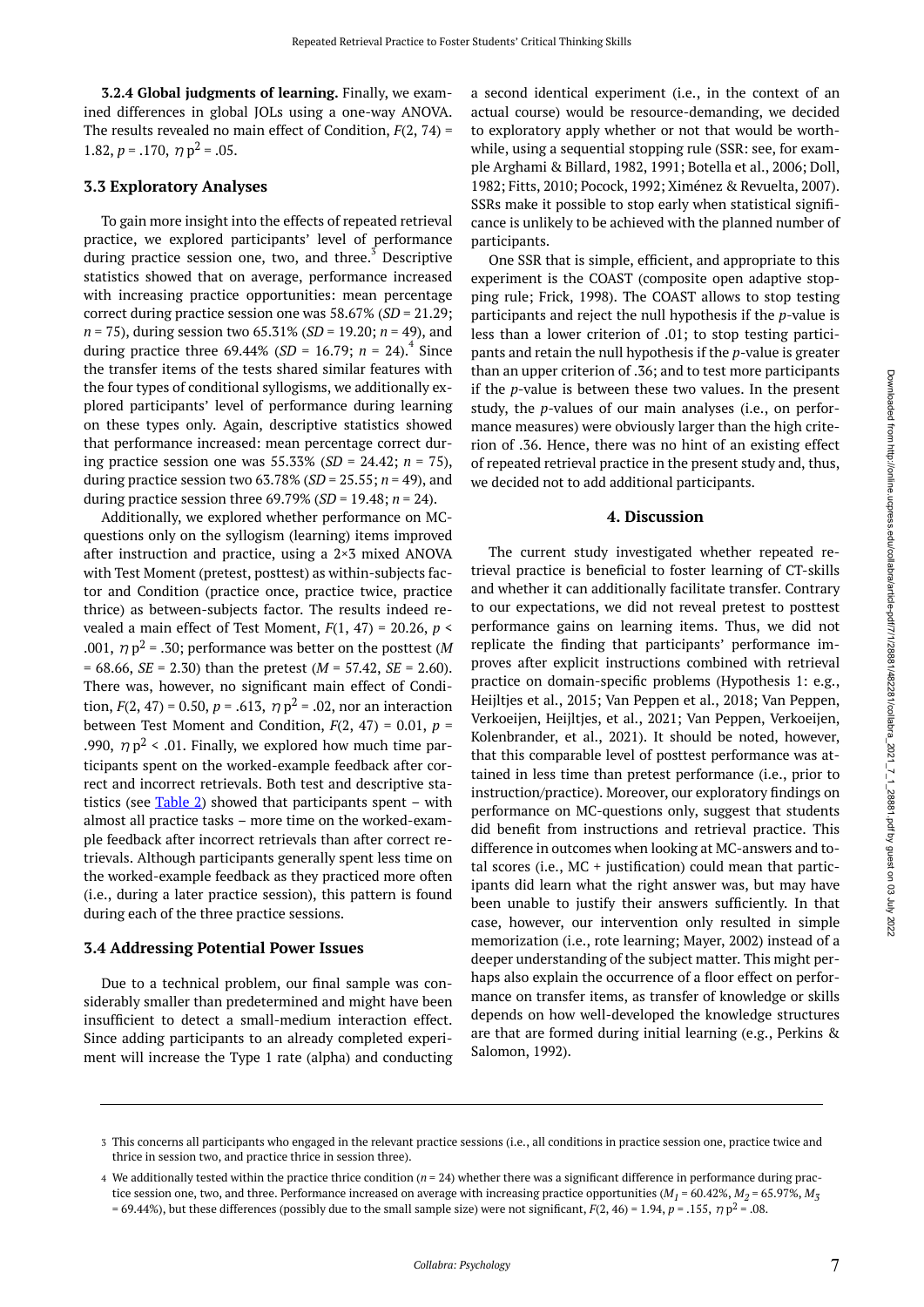**3.2.4 Global judgments of learning.** Finally, we examined differences in global JOLs using a one-way ANOVA. The results revealed no main effect of Condition, $F(2, 74) = 1.82$, $p = .170$, $\eta p^2 = .05$.

### 3.3 Exploratory Analyses

To gain more insight into the effects of repeated retrieval practice, we explored participants' level of performance during practice session one, two, and three.[3] Descriptive statistics showed that on average, performance increased with increasing practice opportunities: mean percentage correct during practice session one was 58.67% ($SD = 21.29$; $n = 75$), during session two 65.31% ($SD = 19.20$; $n = 49$), and during practice three 69.44% ($SD = 16.79$; $n = 24$).[4] Since the transfer items of the tests shared similar features with the four types of conditional syllogisms, we additionally explored participants' level of performance during learning on these types only. Again, descriptive statistics showed that performance increased: mean percentage correct during practice session one was 55.33% ($SD = 24.42$; $n = 75$), during practice session two 63.78% ($SD = 25.55$; $n = 49$), and during practice session three 69.79% ($SD = 19.48$; $n = 24$).

Additionally, we explored whether performance on MC-questions only on the syllogism (learning) items improved after instruction and practice, using a 2×3 mixed ANOVA with Test Moment (pretest, posttest) as within-subjects factor and Condition (practice once, practice twice, practice thrice) as between-subjects factor. The results indeed revealed a main effect of Test Moment, $F(1, 47) = 20.26$, $p < .001$, $\eta p^2 = .30$; performance was better on the posttest ($M = 68.66$, $SE = 2.30$) than the pretest ($M = 57.42$, $SE = 2.60$). There was, however, no significant main effect of Condition, $F(2, 47) = 0.50$, $p = .613$, $\eta p^2 = .02$, nor an interaction between Test Moment and Condition, $F(2, 47) = 0.01$, $p = .990$, $\eta p^2 < .01$. Finally, we explored how much time participants spent on the worked-example feedback after correct and incorrect retrievals. Both test and descriptive statistics (see Table 2) showed that participants spent – with almost all practice tasks – more time on the worked-example feedback after incorrect retrievals than after correct retrievals. Although participants generally spent less time on the worked-example feedback as they practiced more often (i.e., during a later practice session), this pattern is found during each of the three practice sessions.

### 3.4 Addressing Potential Power Issues

Due to a technical problem, our final sample was considerably smaller than predetermined and might have been insufficient to detect a small-medium interaction effect. Since adding participants to an already completed experiment will increase the Type 1 rate (alpha) and conducting a second identical experiment (i.e., in the context of an actual course) would be resource-demanding, we decided to exploratory apply whether or not that would be worthwhile, using a sequential stopping rule (SSR: see, for example Arghami & Billard, 1982, 1991; Botella et al., 2006; Doll, 1982; Fitts, 2010; Pocock, 1992; Ximénez & Revuelta, 2007). SSRs make it possible to stop early when statistical significance is unlikely to be achieved with the planned number of participants.

One SSR that is simple, efficient, and appropriate to this experiment is the COAST (composite open adaptive stopping rule; Frick, 1998). The COAST allows to stop testing participants and reject the null hypothesis if the *p*-value is less than a lower criterion of .01; to stop testing participants and retain the null hypothesis if the *p*-value is greater than an upper criterion of .36; and to test more participants if the *p*-value is between these two values. In the present study, the *p*-values of our main analyses (i.e., on performance measures) were obviously larger than the high criterion of .36. Hence, there was no hint of an existing effect of repeated retrieval practice in the present study and, thus, we decided not to add additional participants.

## 4. Discussion

The current study investigated whether repeated retrieval practice is beneficial to foster learning of CT-skills and whether it can additionally facilitate transfer. Contrary to our expectations, we did not reveal pretest to posttest performance gains on learning items. Thus, we did not replicate the finding that participants' performance improves after explicit instructions combined with retrieval practice on domain-specific problems (Hypothesis 1: e.g., Heijltjes et al., 2015; Van Peppen et al., 2018; Van Peppen, Verkoeijen, Heijltjes, et al., 2021; Van Peppen, Verkoeijen, Kolenbrander, et al., 2021). It should be noted, however, that this comparable level of posttest performance was attained in less time than pretest performance (i.e., prior to instruction/practice). Moreover, our exploratory findings on performance on MC-questions only, suggest that students did benefit from instructions and retrieval practice. This difference in outcomes when looking at MC-answers and total scores (i.e., MC + justification) could mean that participants did learn what the right answer was, but may have been unable to justify their answers sufficiently. In that case, however, our intervention only resulted in simple memorization (i.e., rote learning; Mayer, 2002) instead of a deeper understanding of the subject matter. This might perhaps also explain the occurrence of a floor effect on performance on transfer items, as transfer of knowledge or skills depends on how well-developed the knowledge structures are that are formed during initial learning (e.g., Perkins & Salomon, 1992).

---

[3] This concerns all participants who engaged in the relevant practice sessions (i.e., all conditions in practice session one, practice twice and thrice in session two, and practice thrice in session three).

[4] We additionally tested within the practice thrice condition ($n = 24$) whether there was a significant difference in performance during practice session one, two, and three. Performance increased on average with increasing practice opportunities ($M_1 = 60.42\%$, $M_2 = 65.97\%$, $M_3 = 69.44\%$), but these differences (possibly due to the small sample size) were not significant, $F(2, 46) = 1.94$, $p = .155$, $\eta p^2 = .08$.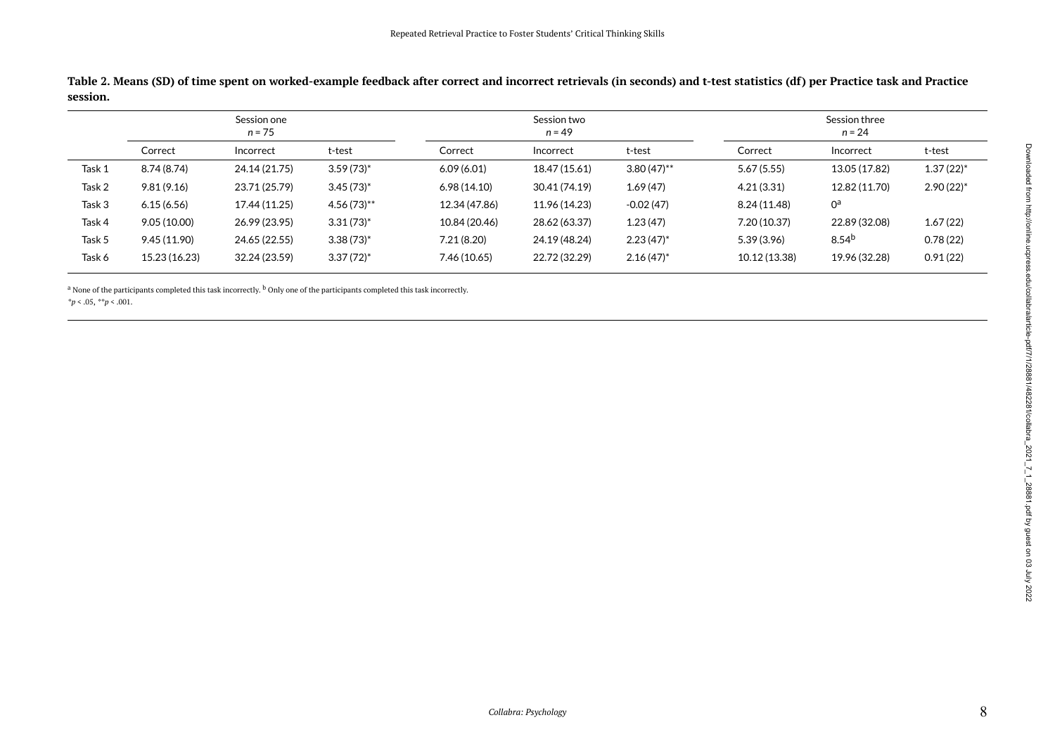**Table 2. Means (SD) of time spent on worked-example feedback after correct and incorrect retrievals (in seconds) and t-test statistics (df) per Practice task and Practice session.**

| | Session one $n = 75$ | | | Session two $n = 49$ | | | Session three $n = 24$ | | |
|---|---|---|---|---|---|---|---|---|---|
| | Correct | Incorrect | t-test | Correct | Incorrect | t-test | Correct | Incorrect | t-test |
| Task 1 | 8.74 (8.74) | 24.14 (21.75) | 3.59 (73)* | 6.09 (6.01) | 18.47 (15.61) | 3.80 (47)** | 5.67 (5.55) | 13.05 (17.82) | 1.37 (22)* |
| Task 2 | 9.81 (9.16) | 23.71 (25.79) | 3.45 (73)* | 6.98 (14.10) | 30.41 (74.19) | 1.69 (47) | 4.21 (3.31) | 12.82 (11.70) | 2.90 (22)* |
| Task 3 | 6.15 (6.56) | 17.44 (11.25) | 4.56 (73)** | 12.34 (47.86) | 11.96 (14.23) | -0.02 (47) | 8.24 (11.48) | 0[a] | |
| Task 4 | 9.05 (10.00) | 26.99 (23.95) | 3.31 (73)* | 10.84 (20.46) | 28.62 (63.37) | 1.23 (47) | 7.20 (10.37) | 22.89 (32.08) | 1.67 (22) |
| Task 5 | 9.45 (11.90) | 24.65 (22.55) | 3.38 (73)* | 7.21 (8.20) | 24.19 (48.24) | 2.23 (47)* | 5.39 (3.96) | 8.54[b] | 0.78 (22) |
| Task 6 | 15.23 (16.23) | 32.24 (23.59) | 3.37 (72)* | 7.46 (10.65) | 22.72 (32.29) | 2.16 (47)* | 10.12 (13.38) | 19.96 (32.28) | 0.91 (22) |

[a] None of the participants completed this task incorrectly. [b] Only one of the participants completed this task incorrectly.

$^{*}p < .05$, $^{**}p < .001$.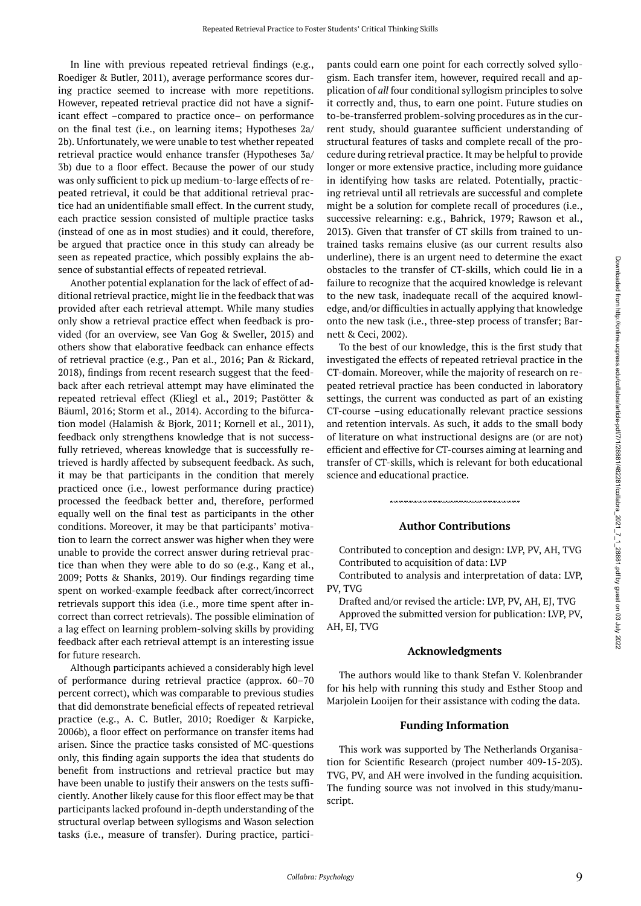In line with previous repeated retrieval findings (e.g., Roediger & Butler, 2011), average performance scores during practice seemed to increase with more repetitions. However, repeated retrieval practice did not have a significant effect –compared to practice once– on performance on the final test (i.e., on learning items; Hypotheses 2a/2b). Unfortunately, we were unable to test whether repeated retrieval practice would enhance transfer (Hypotheses 3a/3b) due to a floor effect. Because the power of our study was only sufficient to pick up medium-to-large effects of repeated retrieval, it could be that additional retrieval practice had an unidentifiable small effect. In the current study, each practice session consisted of multiple practice tasks (instead of one as in most studies) and it could, therefore, be argued that practice once in this study can already be seen as repeated practice, which possibly explains the absence of substantial effects of repeated retrieval.

Another potential explanation for the lack of effect of additional retrieval practice, might lie in the feedback that was provided after each retrieval attempt. While many studies only show a retrieval practice effect when feedback is provided (for an overview, see Van Gog & Sweller, 2015) and others show that elaborative feedback can enhance effects of retrieval practice (e.g., Pan et al., 2016; Pan & Rickard, 2018), findings from recent research suggest that the feedback after each retrieval attempt may have eliminated the repeated retrieval effect (Kliegl et al., 2019; Pastötter & Bäuml, 2016; Storm et al., 2014). According to the bifurcation model (Halamish & Bjork, 2011; Kornell et al., 2011), feedback only strengthens knowledge that is not successfully retrieved, whereas knowledge that is successfully retrieved is hardly affected by subsequent feedback. As such, it may be that participants in the condition that merely practiced once (i.e., lowest performance during practice) processed the feedback better and, therefore, performed equally well on the final test as participants in the other conditions. Moreover, it may be that participants' motivation to learn the correct answer was higher when they were unable to provide the correct answer during retrieval practice than when they were able to do so (e.g., Kang et al., 2009; Potts & Shanks, 2019). Our findings regarding time spent on worked-example feedback after correct/incorrect retrievals support this idea (i.e., more time spent after incorrect than correct retrievals). The possible elimination of a lag effect on learning problem-solving skills by providing feedback after each retrieval attempt is an interesting issue for future research.

Although participants achieved a considerably high level of performance during retrieval practice (approx. 60–70 percent correct), which was comparable to previous studies that did demonstrate beneficial effects of repeated retrieval practice (e.g., A. C. Butler, 2010; Roediger & Karpicke, 2006b), a floor effect on performance on transfer items had arisen. Since the practice tasks consisted of MC-questions only, this finding again supports the idea that students do benefit from instructions and retrieval practice but may have been unable to justify their answers on the tests sufficiently. Another likely cause for this floor effect may be that participants lacked profound in-depth understanding of the structural overlap between syllogisms and Wason selection tasks (i.e., measure of transfer). During practice, participants could earn one point for each correctly solved syllogism. Each transfer item, however, required recall and application of *all* four conditional syllogism principles to solve it correctly and, thus, to earn one point. Future studies on to-be-transferred problem-solving procedures as in the current study, should guarantee sufficient understanding of structural features of tasks and complete recall of the procedure during retrieval practice. It may be helpful to provide longer or more extensive practice, including more guidance in identifying how tasks are related. Potentially, practicing retrieval until all retrievals are successful and complete might be a solution for complete recall of procedures (i.e., successive relearning: e.g., Bahrick, 1979; Rawson et al., 2013). Given that transfer of CT skills from trained to untrained tasks remains elusive (as our current results also underline), there is an urgent need to determine the exact obstacles to the transfer of CT-skills, which could lie in a failure to recognize that the acquired knowledge is relevant to the new task, inadequate recall of the acquired knowledge, and/or difficulties in actually applying that knowledge onto the new task (i.e., three-step process of transfer; Barnett & Ceci, 2002).

To the best of our knowledge, this is the first study that investigated the effects of repeated retrieval practice in the CT-domain. Moreover, while the majority of research on repeated retrieval practice has been conducted in laboratory settings, the current was conducted as part of an existing CT-course –using educationally relevant practice sessions and retention intervals. As such, it adds to the small body of literature on what instructional designs are (or are not) efficient and effective for CT-courses aiming at learning and transfer of CT-skills, which is relevant for both educational science and educational practice.

### Author Contributions

Contributed to conception and design: LVP, PV, AH, TVG

Contributed to acquisition of data: LVP

Contributed to analysis and interpretation of data: LVP, PV, TVG

Drafted and/or revised the article: LVP, PV, AH, EJ, TVG

Approved the submitted version for publication: LVP, PV, AH, EJ, TVG

### Acknowledgments

The authors would like to thank Stefan V. Kolenbrander for his help with running this study and Esther Stoop and Marjolein Looijen for their assistance with coding the data.

### Funding Information

This work was supported by The Netherlands Organisation for Scientific Research (project number 409-15-203). TVG, PV, and AH were involved in the funding acquisition. The funding source was not involved in this study/manuscript.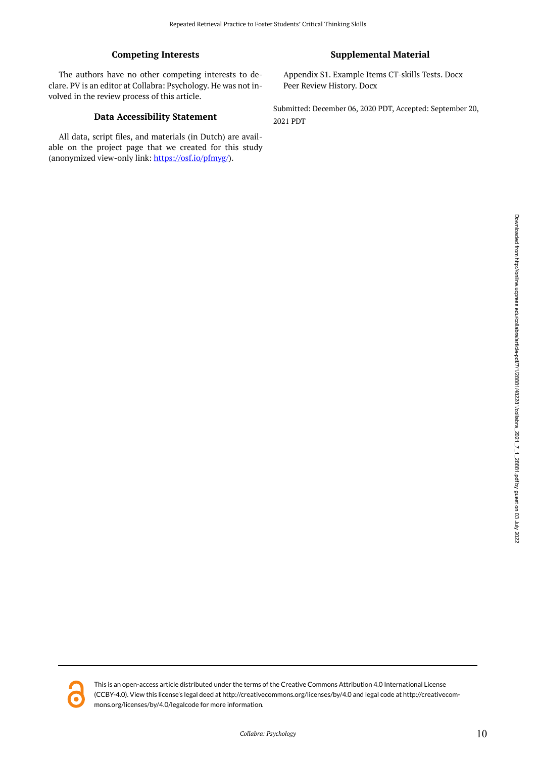## Competing Interests

The authors have no other competing interests to declare. PV is an editor at Collabra: Psychology. He was not involved in the review process of this article.

## Data Accessibility Statement

All data, script files, and materials (in Dutch) are available on the project page that we created for this study (anonymized view-only link: https://osf.io/pfmyg/).

## Supplemental Material

Appendix S1. Example Items CT-skills Tests. Docx
Peer Review History. Docx

Submitted: December 06, 2020 PDT, Accepted: September 20, 2021 PDT

This is an open-access article distributed under the terms of the Creative Commons Attribution 4.0 International License (CCBY-4.0). View this license's legal deed at http://creativecommons.org/licenses/by/4.0 and legal code at http://creativecommons.org/licenses/by/4.0/legalcode for more information.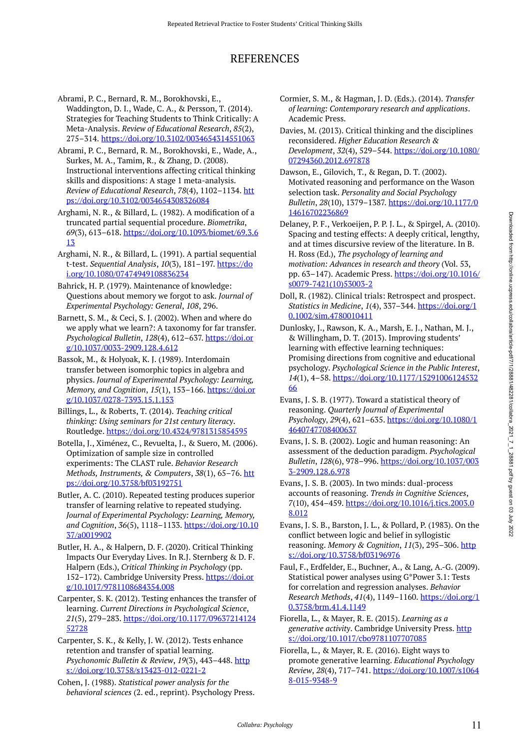# REFERENCES

Abrami, P. C., Bernard, R. M., Borokhovski, E., Waddington, D. I., Wade, C. A., & Persson, T. (2014). Strategies for Teaching Students to Think Critically: A Meta-Analysis. *Review of Educational Research*, *85*(2), 275–314. https://doi.org/10.3102/0034654314551063

Abrami, P. C., Bernard, R. M., Borokhovski, E., Wade, A., Surkes, M. A., Tamim, R., & Zhang, D. (2008). Instructional interventions affecting critical thinking skills and dispositions: A stage 1 meta-analysis. *Review of Educational Research*, *78*(4), 1102–1134. https://doi.org/10.3102/0034654308326084

Arghami, N. R., & Billard, L. (1982). A modification of a truncated partial sequential procedure. *Biometrika*, *69*(3), 613–618. https://doi.org/10.1093/biomet/69.3.613

Arghami, N. R., & Billard, L. (1991). A partial sequential t-test. *Sequential Analysis*, *10*(3), 181–197. https://doi.org/10.1080/07474949108836234

Bahrick, H. P. (1979). Maintenance of knowledge: Questions about memory we forgot to ask. *Journal of Experimental Psychology: General*, *108*, 296.

Barnett, S. M., & Ceci, S. J. (2002). When and where do we apply what we learn?: A taxonomy for far transfer. *Psychological Bulletin*, *128*(4), 612–637. https://doi.org/10.1037/0033-2909.128.4.612

Bassok, M., & Holyoak, K. J. (1989). Interdomain transfer between isomorphic topics in algebra and physics. *Journal of Experimental Psychology: Learning, Memory, and Cognition*, *15*(1), 153–166. https://doi.org/10.1037/0278-7393.15.1.153

Billings, L., & Roberts, T. (2014). *Teaching critical thinking: Using seminars for 21st century literacy*. Routledge. https://doi.org/10.4324/9781315854595

Botella, J., Ximénez, C., Revuelta, J., & Suero, M. (2006). Optimization of sample size in controlled experiments: The CLAST rule. *Behavior Research Methods, Instruments, & Computers*, *38*(1), 65–76. https://doi.org/10.3758/bf03192751

Butler, A. C. (2010). Repeated testing produces superior transfer of learning relative to repeated studying. *Journal of Experimental Psychology: Learning, Memory, and Cognition*, *36*(5), 1118–1133. https://doi.org/10.1037/a0019902

Butler, H. A., & Halpern, D. F. (2020). Critical Thinking Impacts Our Everyday Lives. In R.J. Sternberg & D. F. Halpern (Eds.), *Critical Thinking in Psychology* (pp. 152–172). Cambridge University Press. https://doi.org/10.1017/9781108684354.008

Carpenter, S. K. (2012). Testing enhances the transfer of learning. *Current Directions in Psychological Science*, *21*(5), 279–283. https://doi.org/10.1177/0963721412452728

Carpenter, S. K., & Kelly, J. W. (2012). Tests enhance retention and transfer of spatial learning. *Psychonomic Bulletin & Review*, *19*(3), 443–448. https://doi.org/10.3758/s13423-012-0221-2

Cohen, J. (1988). *Statistical power analysis for the behavioral sciences* (2. ed., reprint). Psychology Press.

Cormier, S. M., & Hagman, J. D. (Eds.). (2014). *Transfer of learning: Contemporary research and applications*. Academic Press.

Davies, M. (2013). Critical thinking and the disciplines reconsidered. *Higher Education Research & Development*, *32*(4), 529–544. https://doi.org/10.1080/07294360.2012.697878

Dawson, E., Gilovich, T., & Regan, D. T. (2002). Motivated reasoning and performance on the Wason selection task. *Personality and Social Psychology Bulletin*, *28*(10), 1379–1387. https://doi.org/10.1177/014616702236869

Delaney, P. F., Verkoeijen, P. P. J. L., & Spirgel, A. (2010). Spacing and testing effects: A deeply critical, lengthy, and at times discursive review of the literature. In B. H. Ross (Ed.), *The psychology of learning and motivation: Advances in research and theory* (Vol. 53, pp. 63–147). Academic Press. https://doi.org/10.1016/s0079-7421(10)53003-2

Doll, R. (1982). Clinical trials: Retrospect and prospect. *Statistics in Medicine*, *1*(4), 337–344. https://doi.org/10.1002/sim.4780010411

Dunlosky, J., Rawson, K. A., Marsh, E. J., Nathan, M. J., & Willingham, D. T. (2013). Improving students' learning with effective learning techniques: Promising directions from cognitive and educational psychology. *Psychological Science in the Public Interest*, *14*(1), 4–58. https://doi.org/10.1177/1529100612453266

Evans, J. S. B. (1977). Toward a statistical theory of reasoning. *Quarterly Journal of Experimental Psychology*, *29*(4), 621–635. https://doi.org/10.1080/14640747708400637

Evans, J. S. B. (2002). Logic and human reasoning: An assessment of the deduction paradigm. *Psychological Bulletin*, *128*(6), 978–996. https://doi.org/10.1037/0033-2909.128.6.978

Evans, J. S. B. (2003). In two minds: dual-process accounts of reasoning. *Trends in Cognitive Sciences*, *7*(10), 454–459. https://doi.org/10.1016/j.tics.2003.08.012

Evans, J. S. B., Barston, J. L., & Pollard, P. (1983). On the conflict between logic and belief in syllogistic reasoning. *Memory & Cognition*, *11*(3), 295–306. https://doi.org/10.3758/bf03196976

Faul, F., Erdfelder, E., Buchner, A., & Lang, A.-G. (2009). Statistical power analyses using G*Power 3.1: Tests for correlation and regression analyses. *Behavior Research Methods*, *41*(4), 1149–1160. https://doi.org/10.3758/brm.41.4.1149

Fiorella, L., & Mayer, R. E. (2015). *Learning as a generative activity*. Cambridge University Press. https://doi.org/10.1017/cbo9781107707085

Fiorella, L., & Mayer, R. E. (2016). Eight ways to promote generative learning. *Educational Psychology Review*, *28*(4), 717–741. https://doi.org/10.1007/s10648-015-9348-9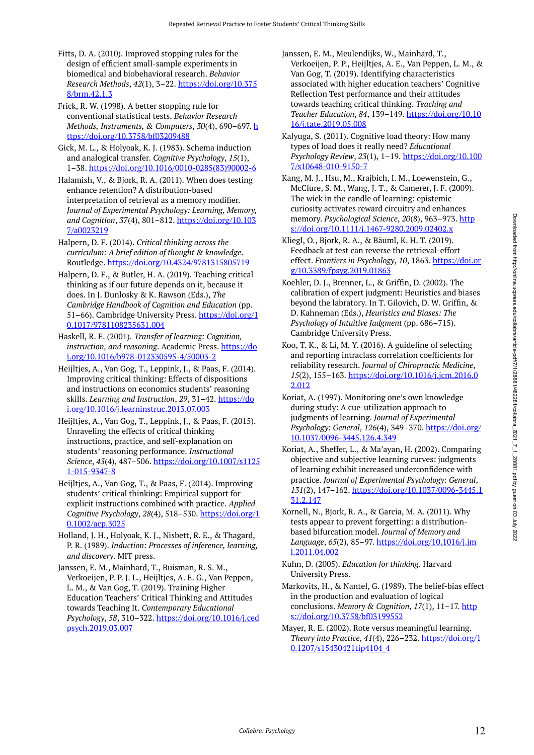Fitts, D. A. (2010). Improved stopping rules for the design of efficient small-sample experiments in biomedical and biobehavioral research. *Behavior Research Methods*, *42*(1), 3–22. https://doi.org/10.3758/brm.42.1.3

Frick, R. W. (1998). A better stopping rule for conventional statistical tests. *Behavior Research Methods, Instruments, & Computers*, *30*(4), 690–697. https://doi.org/10.3758/bf03209488

Gick, M. L., & Holyoak, K. J. (1983). Schema induction and analogical transfer. *Cognitive Psychology*, *15*(1), 1–38. https://doi.org/10.1016/0010-0285(83)90002-6

Halamish, V., & Bjork, R. A. (2011). When does testing enhance retention? A distribution-based interpretation of retrieval as a memory modifier. *Journal of Experimental Psychology: Learning, Memory, and Cognition*, *37*(4), 801–812. https://doi.org/10.1037/a0023219

Halpern, D. F. (2014). *Critical thinking across the curriculum: A brief edition of thought & knowledge*. Routledge. https://doi.org/10.4324/9781315805719

Halpern, D. F., & Butler, H. A. (2019). Teaching critical thinking as if our future depends on it, because it does. In J. Dunlosky & K. Rawson (Eds.), *The Cambridge Handbook of Cognition and Education* (pp. 51–66). Cambridge University Press. https://doi.org/10.1017/9781108235631.004

Haskell, R. E. (2001). *Transfer of learning: Cognition, instruction, and reasoning*. Academic Press. https://doi.org/10.1016/b978-012330595-4/50003-2

Heijltjes, A., Van Gog, T., Leppink, J., & Paas, F. (2014). Improving critical thinking: Effects of dispositions and instructions on economics students' reasoning skills. *Learning and Instruction*, *29*, 31–42. https://doi.org/10.1016/j.learninstruc.2013.07.003

Heijltjes, A., Van Gog, T., Leppink, J., & Paas, F. (2015). Unraveling the effects of critical thinking instructions, practice, and self-explanation on students' reasoning performance. *Instructional Science*, *43*(4), 487–506. https://doi.org/10.1007/s11251-015-9347-8

Heijltjes, A., Van Gog, T., & Paas, F. (2014). Improving students' critical thinking: Empirical support for explicit instructions combined with practice. *Applied Cognitive Psychology*, *28*(4), 518–530. https://doi.org/10.1002/acp.3025

Holland, J. H., Holyoak, K. J., Nisbett, R. E., & Thagard, P. R. (1989). *Induction: Processes of inference, learning, and discovery*. MIT press.

Janssen, E. M., Mainhard, T., Buisman, R. S. M., Verkoeijen, P. P. J. L., Heijltjes, A. E. G., Van Peppen, L. M., & Van Gog, T. (2019). Training Higher Education Teachers' Critical Thinking and Attitudes towards Teaching It. *Contemporary Educational Psychology*, *58*, 310–322. https://doi.org/10.1016/j.cedpsych.2019.03.007

Janssen, E. M., Meulendijks, W., Mainhard, T., Verkoeijen, P. P., Heijltjes, A. E., Van Peppen, L. M., & Van Gog, T. (2019). Identifying characteristics associated with higher education teachers' Cognitive Reflection Test performance and their attitudes towards teaching critical thinking. *Teaching and Teacher Education*, *84*, 139–149. https://doi.org/10.1016/j.tate.2019.05.008

Kalyuga, S. (2011). Cognitive load theory: How many types of load does it really need? *Educational Psychology Review*, *23*(1), 1–19. https://doi.org/10.1007/s10648-010-9150-7

Kang, M. J., Hsu, M., Krajbich, I. M., Loewenstein, G., McClure, S. M., Wang, J. T., & Camerer, J. F. (2009). The wick in the candle of learning: epistemic curiosity activates reward circuitry and enhances memory. *Psychological Science*, *20*(8), 963–973. https://doi.org/10.1111/j.1467-9280.2009.02402.x

Kliegl, O., Bjork, R. A., & Bäuml, K. H. T. (2019). Feedback at test can reverse the retrieval-effort effect. *Frontiers in Psychology*, *10*, 1863. https://doi.org/10.3389/fpsyg.2019.01863

Koehler, D. J., Brenner, L., & Griffin, D. (2002). The calibration of expert judgment: Heuristics and biases beyond the labratory. In T. Gilovich, D. W. Griffin, & D. Kahneman (Eds.), *Heuristics and Biases: The Psychology of Intuitive Judgment* (pp. 686–715). Cambridge University Press.

Koo, T. K., & Li, M. Y. (2016). A guideline of selecting and reporting intraclass correlation coefficients for reliability research. *Journal of Chiropractic Medicine*, *15*(2), 155–163. https://doi.org/10.1016/j.jcm.2016.02.012

Koriat, A. (1997). Monitoring one's own knowledge during study: A cue-utilization approach to judgments of learning. *Journal of Experimental Psychology: General*, *126*(4), 349–370. https://doi.org/10.1037/0096-3445.126.4.349

Koriat, A., Sheffer, L., & Ma'ayan, H. (2002). Comparing objective and subjective learning curves: judgments of learning exhibit increased underconfidence with practice. *Journal of Experimental Psychology: General*, *131*(2), 147–162. https://doi.org/10.1037/0096-3445.131.2.147

Kornell, N., Bjork, R. A., & Garcia, M. A. (2011). Why tests appear to prevent forgetting: a distribution-based bifurcation model. *Journal of Memory and Language*, *65*(2), 85–97. https://doi.org/10.1016/j.jml.2011.04.002

Kuhn, D. (2005). *Education for thinking*. Harvard University Press.

Markovits, H., & Nantel, G. (1989). The belief-bias effect in the production and evaluation of logical conclusions. *Memory & Cognition*, *17*(1), 11–17. https://doi.org/10.3758/bf03199552

Mayer, R. E. (2002). Rote versus meaningful learning. *Theory into Practice*, *41*(4), 226–232. https://doi.org/10.1207/s15430421tip4104_4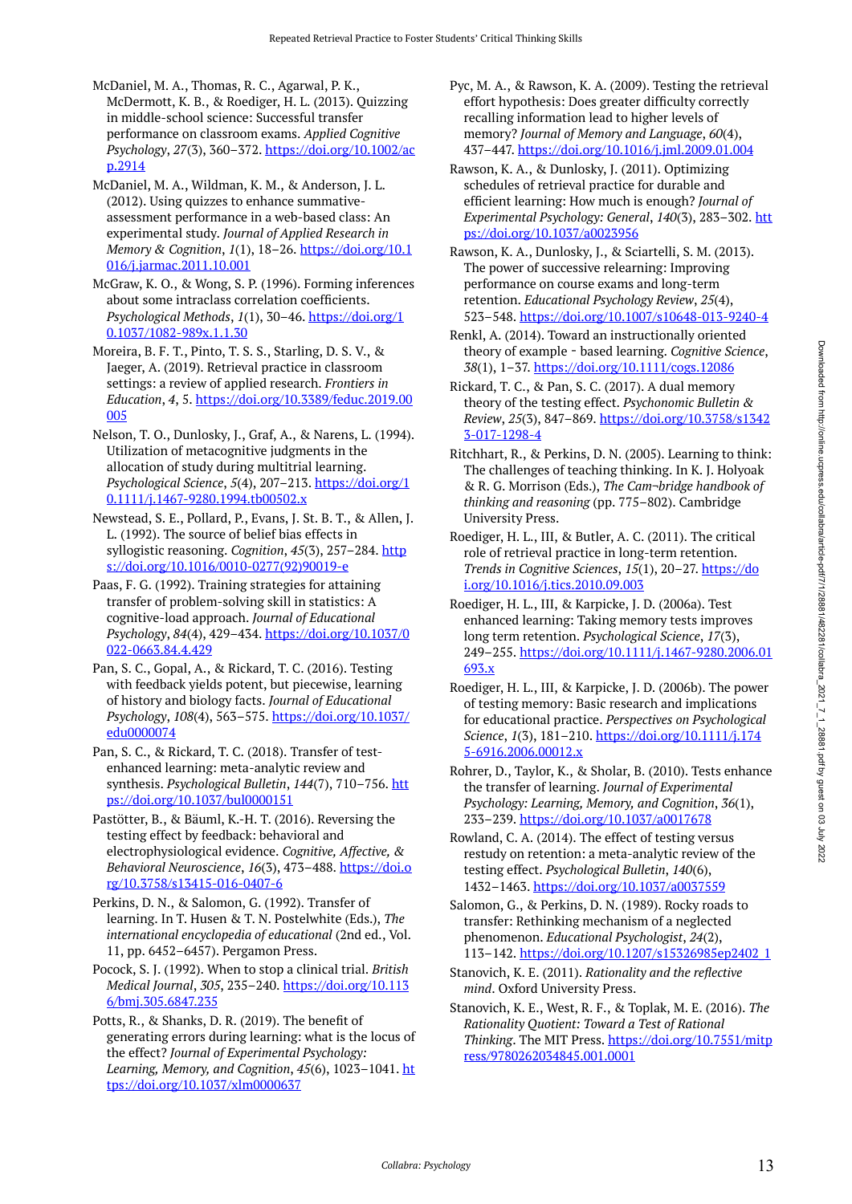McDaniel, M. A., Thomas, R. C., Agarwal, P. K., McDermott, K. B., & Roediger, H. L. (2013). Quizzing in middle-school science: Successful transfer performance on classroom exams. *Applied Cognitive Psychology*, *27*(3), 360–372. https://doi.org/10.1002/acp.2914

McDaniel, M. A., Wildman, K. M., & Anderson, J. L. (2012). Using quizzes to enhance summative-assessment performance in a web-based class: An experimental study. *Journal of Applied Research in Memory & Cognition*, *1*(1), 18–26. https://doi.org/10.1016/j.jarmac.2011.10.001

McGraw, K. O., & Wong, S. P. (1996). Forming inferences about some intraclass correlation coefficients. *Psychological Methods*, *1*(1), 30–46. https://doi.org/10.1037/1082-989x.1.1.30

Moreira, B. F. T., Pinto, T. S. S., Starling, D. S. V., & Jaeger, A. (2019). Retrieval practice in classroom settings: a review of applied research. *Frontiers in Education*, *4*, 5. https://doi.org/10.3389/feduc.2019.00005

Nelson, T. O., Dunlosky, J., Graf, A., & Narens, L. (1994). Utilization of metacognitive judgments in the allocation of study during multitrial learning. *Psychological Science*, *5*(4), 207–213. https://doi.org/10.1111/j.1467-9280.1994.tb00502.x

Newstead, S. E., Pollard, P., Evans, J. St. B. T., & Allen, J. L. (1992). The source of belief bias effects in syllogistic reasoning. *Cognition*, *45*(3), 257–284. https://doi.org/10.1016/0010-0277(92)90019-e

Paas, F. G. (1992). Training strategies for attaining transfer of problem-solving skill in statistics: A cognitive-load approach. *Journal of Educational Psychology*, *84*(4), 429–434. https://doi.org/10.1037/0022-0663.84.4.429

Pan, S. C., Gopal, A., & Rickard, T. C. (2016). Testing with feedback yields potent, but piecewise, learning of history and biology facts. *Journal of Educational Psychology*, *108*(4), 563–575. https://doi.org/10.1037/edu0000074

Pan, S. C., & Rickard, T. C. (2018). Transfer of test-enhanced learning: meta-analytic review and synthesis. *Psychological Bulletin*, *144*(7), 710–756. https://doi.org/10.1037/bul0000151

Pastötter, B., & Bäuml, K.-H. T. (2016). Reversing the testing effect by feedback: behavioral and electrophysiological evidence. *Cognitive, Affective, & Behavioral Neuroscience*, *16*(3), 473–488. https://doi.org/10.3758/s13415-016-0407-6

Perkins, D. N., & Salomon, G. (1992). Transfer of learning. In T. Husen & T. N. Postelwhite (Eds.), *The international encyclopedia of educational* (2nd ed., Vol. 11, pp. 6452–6457). Pergamon Press.

Pocock, S. J. (1992). When to stop a clinical trial. *British Medical Journal*, *305*, 235–240. https://doi.org/10.1136/bmj.305.6847.235

Potts, R., & Shanks, D. R. (2019). The benefit of generating errors during learning: what is the locus of the effect? *Journal of Experimental Psychology: Learning, Memory, and Cognition*, *45*(6), 1023–1041. https://doi.org/10.1037/xlm0000637

Pyc, M. A., & Rawson, K. A. (2009). Testing the retrieval effort hypothesis: Does greater difficulty correctly recalling information lead to higher levels of memory? *Journal of Memory and Language*, *60*(4), 437–447. https://doi.org/10.1016/j.jml.2009.01.004

Rawson, K. A., & Dunlosky, J. (2011). Optimizing schedules of retrieval practice for durable and efficient learning: How much is enough? *Journal of Experimental Psychology: General*, *140*(3), 283–302. https://doi.org/10.1037/a0023956

Rawson, K. A., Dunlosky, J., & Sciartelli, S. M. (2013). The power of successive relearning: Improving performance on course exams and long-term retention. *Educational Psychology Review*, *25*(4), 523–548. https://doi.org/10.1007/s10648-013-9240-4

Renkl, A. (2014). Toward an instructionally oriented theory of example - based learning. *Cognitive Science*, *38*(1), 1–37. https://doi.org/10.1111/cogs.12086

Rickard, T. C., & Pan, S. C. (2017). A dual memory theory of the testing effect. *Psychonomic Bulletin & Review*, *25*(3), 847–869. https://doi.org/10.3758/s13423-017-1298-4

Ritchhart, R., & Perkins, D. N. (2005). Learning to think: The challenges of teaching thinking. In K. J. Holyoak & R. G. Morrison (Eds.), *The Cam¬bridge handbook of thinking and reasoning* (pp. 775–802). Cambridge University Press.

Roediger, H. L., III, & Butler, A. C. (2011). The critical role of retrieval practice in long-term retention. *Trends in Cognitive Sciences*, *15*(1), 20–27. https://doi.org/10.1016/j.tics.2010.09.003

Roediger, H. L., III, & Karpicke, J. D. (2006a). Test enhanced learning: Taking memory tests improves long term retention. *Psychological Science*, *17*(3), 249–255. https://doi.org/10.1111/j.1467-9280.2006.01693.x

Roediger, H. L., III, & Karpicke, J. D. (2006b). The power of testing memory: Basic research and implications for educational practice. *Perspectives on Psychological Science*, *1*(3), 181–210. https://doi.org/10.1111/j.1745-6916.2006.00012.x

Rohrer, D., Taylor, K., & Sholar, B. (2010). Tests enhance the transfer of learning. *Journal of Experimental Psychology: Learning, Memory, and Cognition*, *36*(1), 233–239. https://doi.org/10.1037/a0017678

Rowland, C. A. (2014). The effect of testing versus restudy on retention: a meta-analytic review of the testing effect. *Psychological Bulletin*, *140*(6), 1432–1463. https://doi.org/10.1037/a0037559

Salomon, G., & Perkins, D. N. (1989). Rocky roads to transfer: Rethinking mechanism of a neglected phenomenon. *Educational Psychologist*, *24*(2), 113–142. https://doi.org/10.1207/s15326985ep2402_1

Stanovich, K. E. (2011). *Rationality and the reflective mind*. Oxford University Press.

Stanovich, K. E., West, R. F., & Toplak, M. E. (2016). *The Rationality Quotient: Toward a Test of Rational Thinking*. The MIT Press. https://doi.org/10.7551/mitpress/9780262034845.001.0001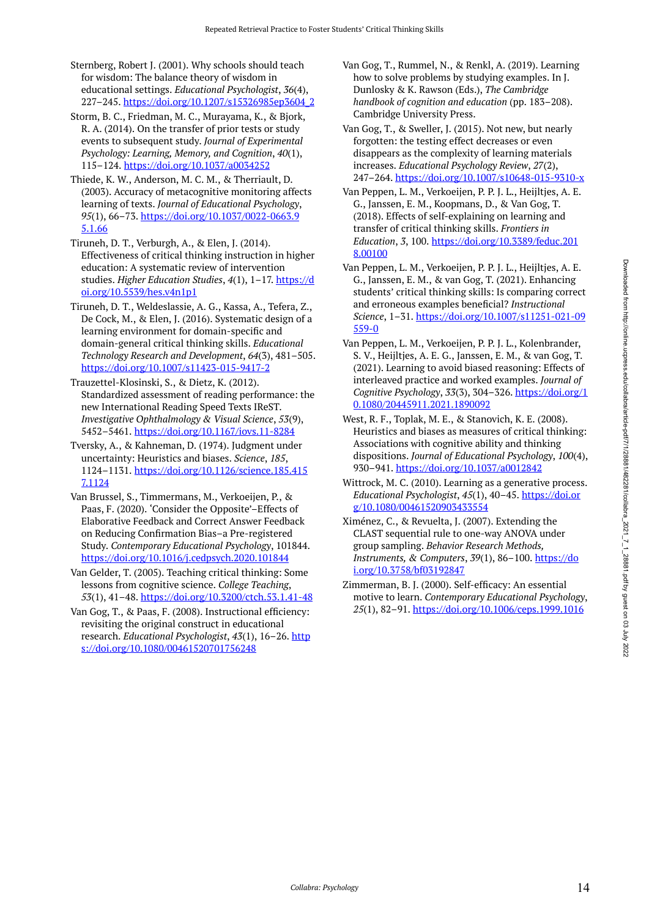Sternberg, Robert J. (2001). Why schools should teach for wisdom: The balance theory of wisdom in educational settings. *Educational Psychologist*, *36*(4), 227–245. https://doi.org/10.1207/s15326985ep3604_2

Storm, B. C., Friedman, M. C., Murayama, K., & Bjork, R. A. (2014). On the transfer of prior tests or study events to subsequent study. *Journal of Experimental Psychology: Learning, Memory, and Cognition*, *40*(1), 115–124. https://doi.org/10.1037/a0034252

Thiede, K. W., Anderson, M. C. M., & Therriault, D. (2003). Accuracy of metacognitive monitoring affects learning of texts. *Journal of Educational Psychology*, *95*(1), 66–73. https://doi.org/10.1037/0022-0663.95.1.66

Tiruneh, D. T., Verburgh, A., & Elen, J. (2014). Effectiveness of critical thinking instruction in higher education: A systematic review of intervention studies. *Higher Education Studies*, *4*(1), 1–17. https://doi.org/10.5539/hes.v4n1p1

Tiruneh, D. T., Weldeslassie, A. G., Kassa, A., Tefera, Z., De Cock, M., & Elen, J. (2016). Systematic design of a learning environment for domain-specific and domain-general critical thinking skills. *Educational Technology Research and Development*, *64*(3), 481–505. https://doi.org/10.1007/s11423-015-9417-2

Trauzettel-Klosinski, S., & Dietz, K. (2012). Standardized assessment of reading performance: the new International Reading Speed Texts IReST. *Investigative Ophthalmology & Visual Science*, *53*(9), 5452–5461. https://doi.org/10.1167/iovs.11-8284

Tversky, A., & Kahneman, D. (1974). Judgment under uncertainty: Heuristics and biases. *Science*, *185*, 1124–1131. https://doi.org/10.1126/science.185.4157.1124

Van Brussel, S., Timmermans, M., Verkoeijen, P., & Paas, F. (2020). 'Consider the Opposite'–Effects of Elaborative Feedback and Correct Answer Feedback on Reducing Confirmation Bias–a Pre-registered Study. *Contemporary Educational Psychology*, 101844. https://doi.org/10.1016/j.cedpsych.2020.101844

Van Gelder, T. (2005). Teaching critical thinking: Some lessons from cognitive science. *College Teaching*, *53*(1), 41–48. https://doi.org/10.3200/ctch.53.1.41-48

Van Gog, T., & Paas, F. (2008). Instructional efficiency: revisiting the original construct in educational research. *Educational Psychologist*, *43*(1), 16–26. https://doi.org/10.1080/00461520701756248

Van Gog, T., Rummel, N., & Renkl, A. (2019). Learning how to solve problems by studying examples. In J. Dunlosky & K. Rawson (Eds.), *The Cambridge handbook of cognition and education* (pp. 183–208). Cambridge University Press.

Van Gog, T., & Sweller, J. (2015). Not new, but nearly forgotten: the testing effect decreases or even disappears as the complexity of learning materials increases. *Educational Psychology Review*, *27*(2), 247–264. https://doi.org/10.1007/s10648-015-9310-x

Van Peppen, L. M., Verkoeijen, P. P. J. L., Heijltjes, A. E. G., Janssen, E. M., Koopmans, D., & Van Gog, T. (2018). Effects of self-explaining on learning and transfer of critical thinking skills. *Frontiers in Education*, *3*, 100. https://doi.org/10.3389/feduc.2018.00100

Van Peppen, L. M., Verkoeijen, P. P. J. L., Heijltjes, A. E. G., Janssen, E. M., & van Gog, T. (2021). Enhancing students' critical thinking skills: Is comparing correct and erroneous examples beneficial? *Instructional Science*, 1–31. https://doi.org/10.1007/s11251-021-09559-0

Van Peppen, L. M., Verkoeijen, P. P. J. L., Kolenbrander, S. V., Heijltjes, A. E. G., Janssen, E. M., & van Gog, T. (2021). Learning to avoid biased reasoning: Effects of interleaved practice and worked examples. *Journal of Cognitive Psychology*, *33*(3), 304–326. https://doi.org/10.1080/20445911.2021.1890092

West, R. F., Toplak, M. E., & Stanovich, K. E. (2008). Heuristics and biases as measures of critical thinking: Associations with cognitive ability and thinking dispositions. *Journal of Educational Psychology*, *100*(4), 930–941. https://doi.org/10.1037/a0012842

Wittrock, M. C. (2010). Learning as a generative process. *Educational Psychologist*, *45*(1), 40–45. https://doi.org/10.1080/00461520903433554

Ximénez, C., & Revuelta, J. (2007). Extending the CLAST sequential rule to one-way ANOVA under group sampling. *Behavior Research Methods, Instruments, & Computers*, *39*(1), 86–100. https://doi.org/10.3758/bf03192847

Zimmerman, B. J. (2000). Self-efficacy: An essential motive to learn. *Contemporary Educational Psychology*, *25*(1), 82–91. https://doi.org/10.1006/ceps.1999.1016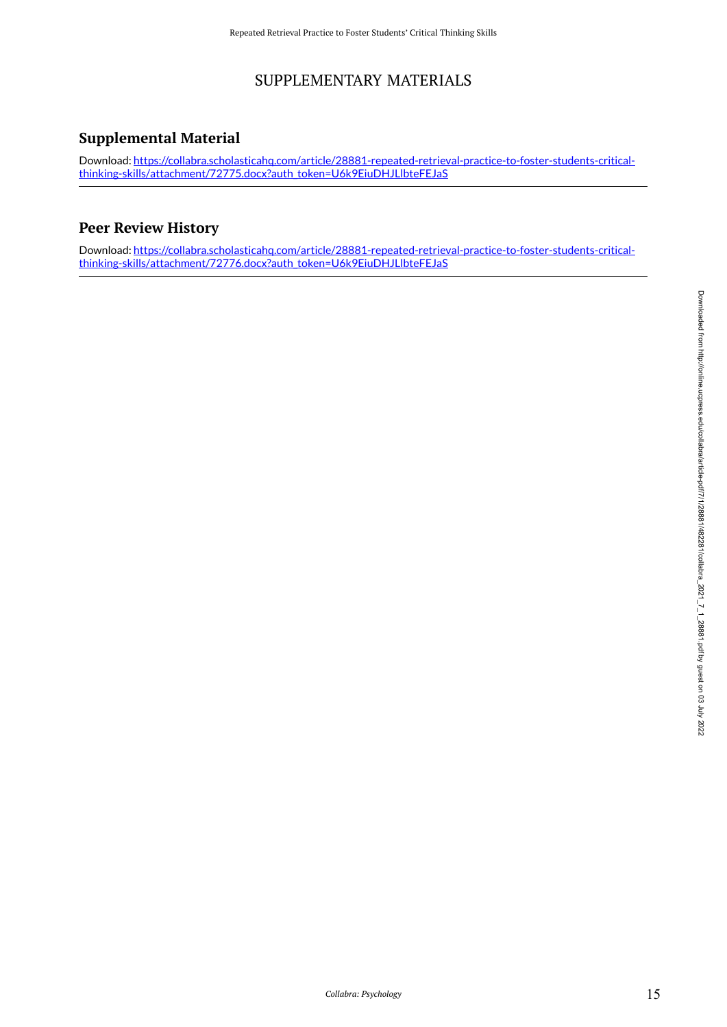# SUPPLEMENTARY MATERIALS

## Supplemental Material

Download: https://collabra.scholasticahq.com/article/28881-repeated-retrieval-practice-to-foster-students-critical-thinking-skills/attachment/72775.docx?auth_token=U6k9EiuDHJLlbteFEJaS

## Peer Review History

Download: https://collabra.scholasticahq.com/article/28881-repeated-retrieval-practice-to-foster-students-critical-thinking-skills/attachment/72776.docx?auth_token=U6k9EiuDHJLlbteFEJaS